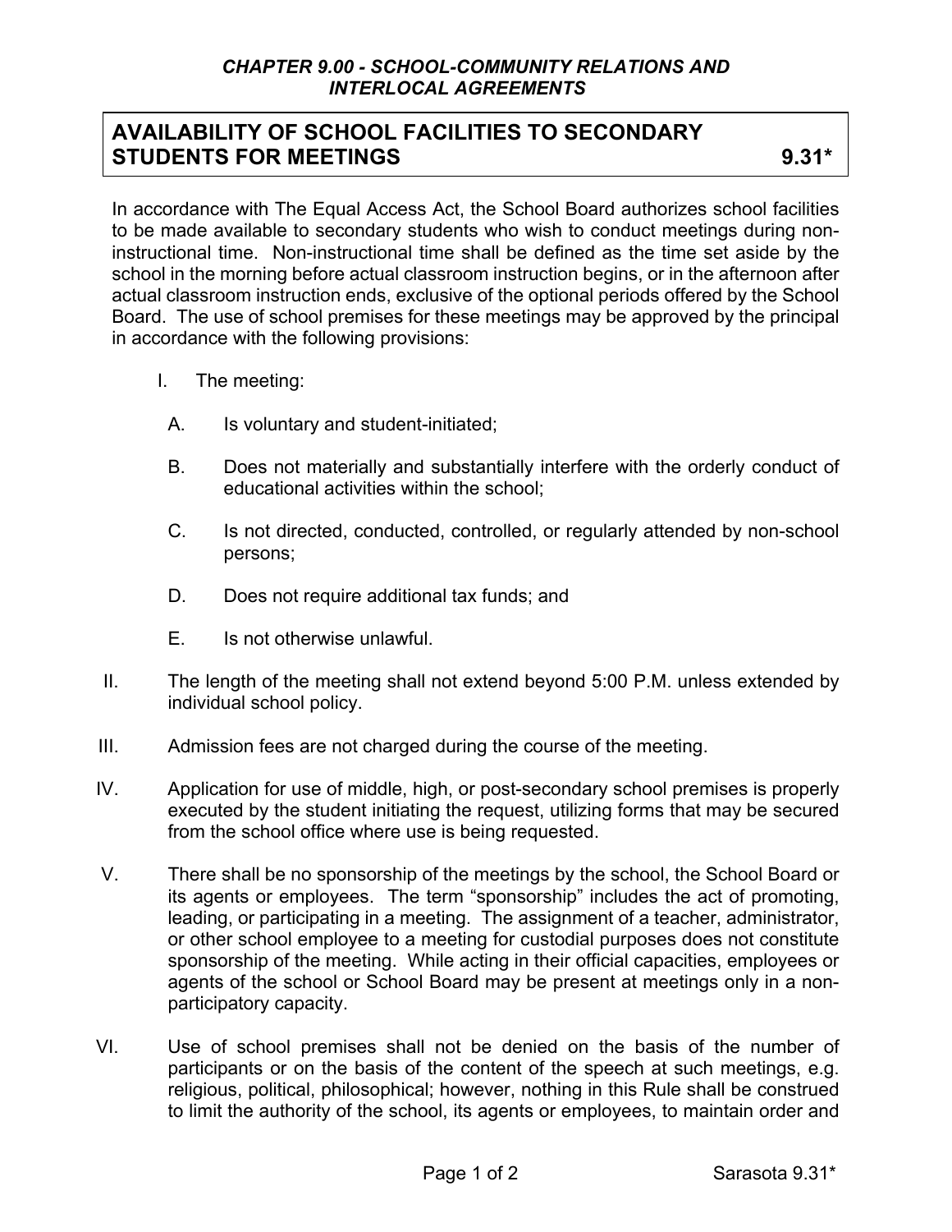*CHAPTER 9.00 - SCHOOL-COMMUNITY RELATIONS AND INTERLOCAL AGREEMENTS*

# AVAILABILITY OF SCHOOL FACILITIES TO SECONDARY STUDENTS FOR MEETINGS 9.31*

In accordance with The Equal Access Act, the School Board authorizes school facilities to be made available to secondary students who wish to conduct meetings during non-instructional time. Non-instructional time shall be defined as the time set aside by the school in the morning before actual classroom instruction begins, or in the afternoon after actual classroom instruction ends, exclusive of the optional periods offered by the School Board. The use of school premises for these meetings may be approved by the principal in accordance with the following provisions:

I. The meeting:

   A. Is voluntary and student-initiated;

   B. Does not materially and substantially interfere with the orderly conduct of educational activities within the school;

   C. Is not directed, conducted, controlled, or regularly attended by non-school persons;

   D. Does not require additional tax funds; and

   E. Is not otherwise unlawful.

II. The length of the meeting shall not extend beyond 5:00 P.M. unless extended by individual school policy.

III. Admission fees are not charged during the course of the meeting.

IV. Application for use of middle, high, or post-secondary school premises is properly executed by the student initiating the request, utilizing forms that may be secured from the school office where use is being requested.

V. There shall be no sponsorship of the meetings by the school, the School Board or its agents or employees. The term "sponsorship" includes the act of promoting, leading, or participating in a meeting. The assignment of a teacher, administrator, or other school employee to a meeting for custodial purposes does not constitute sponsorship of the meeting. While acting in their official capacities, employees or agents of the school or School Board may be present at meetings only in a non-participatory capacity.

VI. Use of school premises shall not be denied on the basis of the number of participants or on the basis of the content of the speech at such meetings, e.g. religious, political, philosophical; however, nothing in this Rule shall be construed to limit the authority of the school, its agents or employees, to maintain order and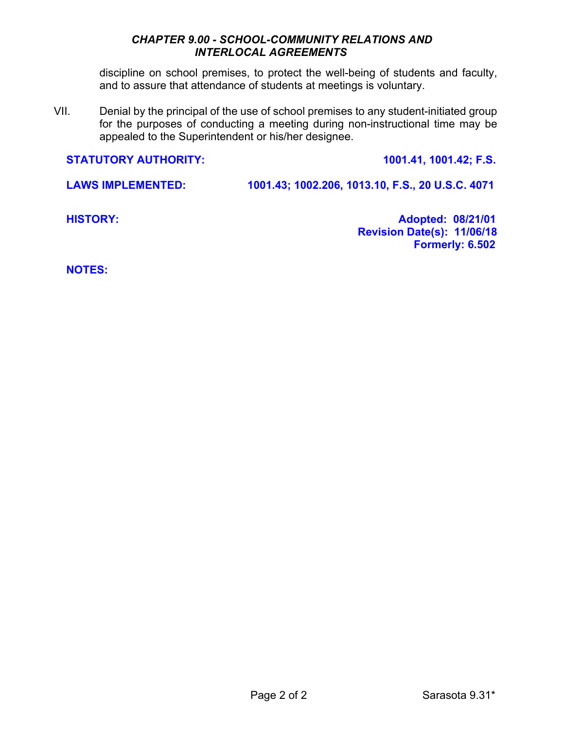discipline on school premises, to protect the well-being of students and faculty, and to assure that attendance of students at meetings is voluntary.

VII. Denial by the principal of the use of school premises to any student-initiated group for the purposes of conducting a meeting during non-instructional time may be appealed to the Superintendent or his/her designee.

**STATUTORY AUTHORITY:** **1001.41, 1001.42; F.S.**

**LAWS IMPLEMENTED:** **1001.43; 1002.206, 1013.10, F.S., 20 U.S.C. 4071**

**HISTORY:**
**Adopted: 08/21/01**
**Revision Date(s): 11/06/18**
**Formerly: 6.502**

**NOTES:**